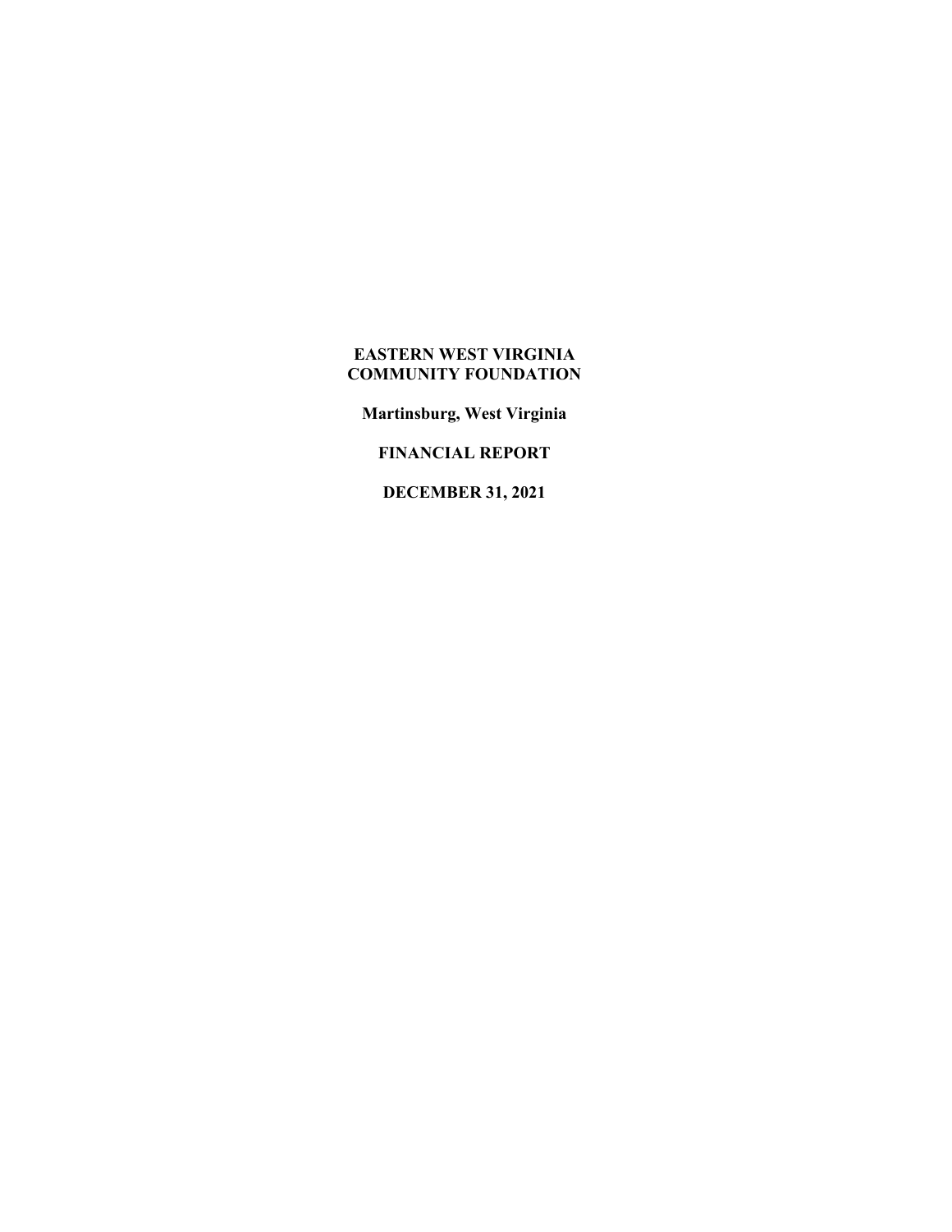# EASTERN WEST VIRGINIA COMMUNITY FOUNDATION

**Martinsburg, West Virginia**

**FINANCIAL REPORT**

**DECEMBER 31, 2021**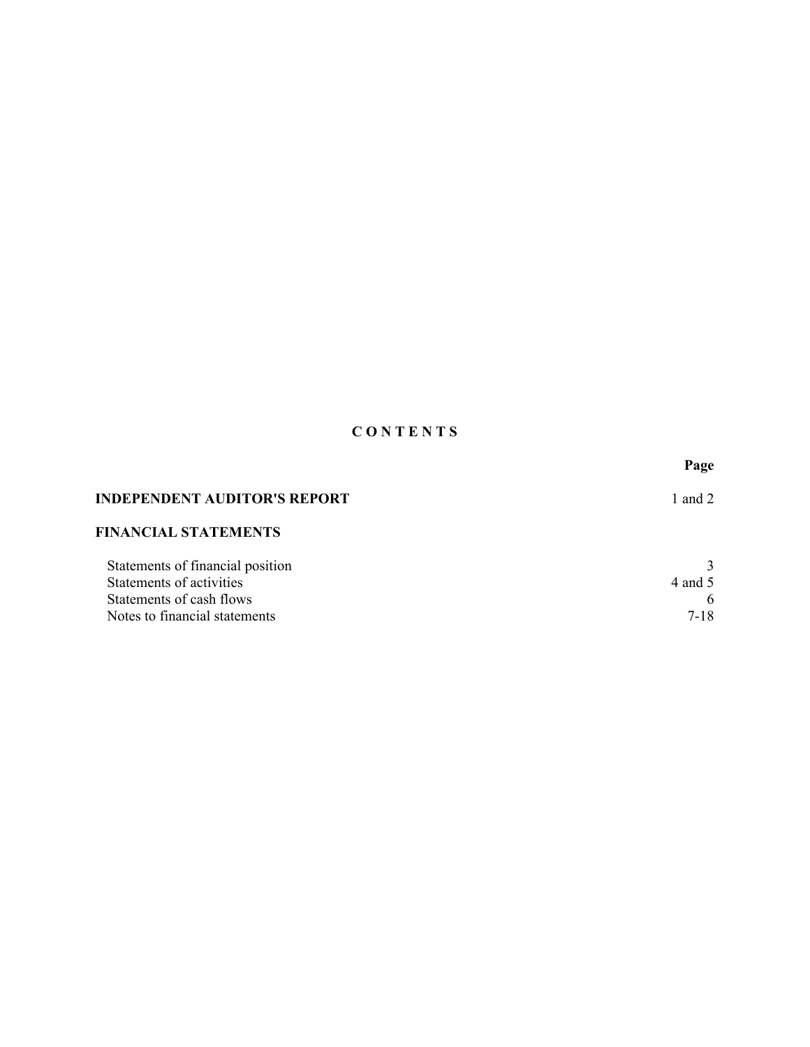# C O N T E N T S

| | Page |
|---|---|
| **INDEPENDENT AUDITOR'S REPORT** | 1 and 2 |
| **FINANCIAL STATEMENTS** | |
| Statements of financial position | 3 |
| Statements of activities | 4 and 5 |
| Statements of cash flows | 6 |
| Notes to financial statements | 7-18 |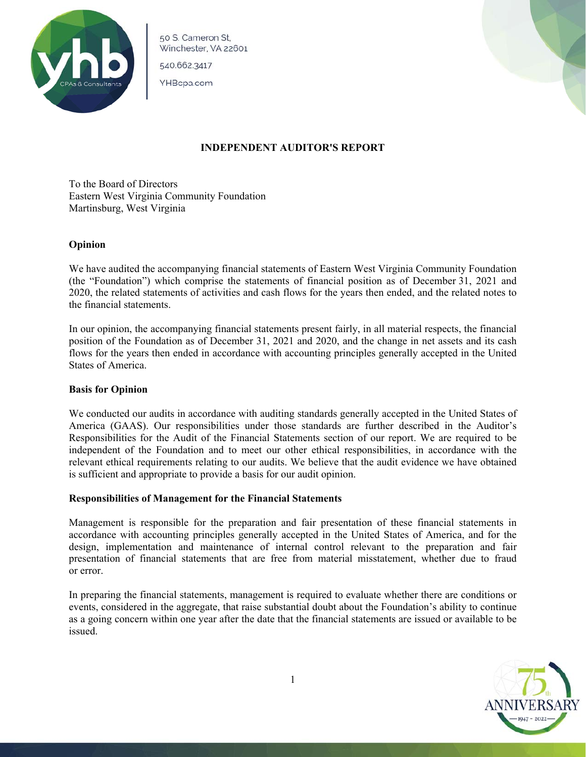50 S. Cameron St,
Winchester, VA 22601

540.662.3417

YHBcpa.com

## INDEPENDENT AUDITOR'S REPORT

To the Board of Directors
Eastern West Virginia Community Foundation
Martinsburg, West Virginia

### Opinion

We have audited the accompanying financial statements of Eastern West Virginia Community Foundation (the "Foundation") which comprise the statements of financial position as of December 31, 2021 and 2020, the related statements of activities and cash flows for the years then ended, and the related notes to the financial statements.

In our opinion, the accompanying financial statements present fairly, in all material respects, the financial position of the Foundation as of December 31, 2021 and 2020, and the change in net assets and its cash flows for the years then ended in accordance with accounting principles generally accepted in the United States of America.

### Basis for Opinion

We conducted our audits in accordance with auditing standards generally accepted in the United States of America (GAAS). Our responsibilities under those standards are further described in the Auditor's Responsibilities for the Audit of the Financial Statements section of our report. We are required to be independent of the Foundation and to meet our other ethical responsibilities, in accordance with the relevant ethical requirements relating to our audits. We believe that the audit evidence we have obtained is sufficient and appropriate to provide a basis for our audit opinion.

### Responsibilities of Management for the Financial Statements

Management is responsible for the preparation and fair presentation of these financial statements in accordance with accounting principles generally accepted in the United States of America, and for the design, implementation and maintenance of internal control relevant to the preparation and fair presentation of financial statements that are free from material misstatement, whether due to fraud or error.

In preparing the financial statements, management is required to evaluate whether there are conditions or events, considered in the aggregate, that raise substantial doubt about the Foundation's ability to continue as a going concern within one year after the date that the financial statements are issued or available to be issued.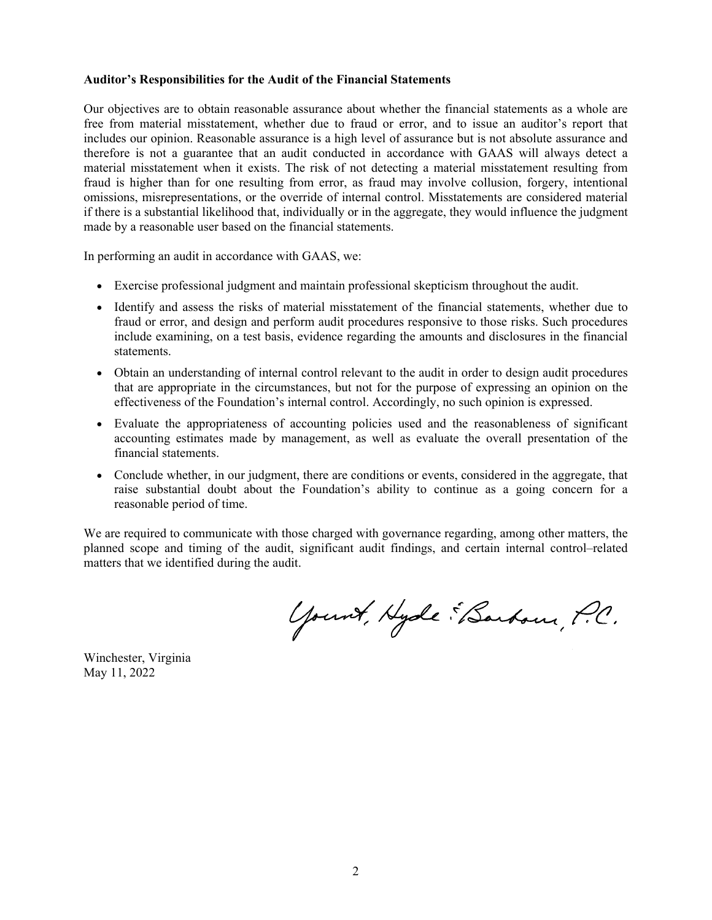**Auditor's Responsibilities for the Audit of the Financial Statements**

Our objectives are to obtain reasonable assurance about whether the financial statements as a whole are free from material misstatement, whether due to fraud or error, and to issue an auditor's report that includes our opinion. Reasonable assurance is a high level of assurance but is not absolute assurance and therefore is not a guarantee that an audit conducted in accordance with GAAS will always detect a material misstatement when it exists. The risk of not detecting a material misstatement resulting from fraud is higher than for one resulting from error, as fraud may involve collusion, forgery, intentional omissions, misrepresentations, or the override of internal control. Misstatements are considered material if there is a substantial likelihood that, individually or in the aggregate, they would influence the judgment made by a reasonable user based on the financial statements.

In performing an audit in accordance with GAAS, we:

- Exercise professional judgment and maintain professional skepticism throughout the audit.
- Identify and assess the risks of material misstatement of the financial statements, whether due to fraud or error, and design and perform audit procedures responsive to those risks. Such procedures include examining, on a test basis, evidence regarding the amounts and disclosures in the financial statements.
- Obtain an understanding of internal control relevant to the audit in order to design audit procedures that are appropriate in the circumstances, but not for the purpose of expressing an opinion on the effectiveness of the Foundation's internal control. Accordingly, no such opinion is expressed.
- Evaluate the appropriateness of accounting policies used and the reasonableness of significant accounting estimates made by management, as well as evaluate the overall presentation of the financial statements.
- Conclude whether, in our judgment, there are conditions or events, considered in the aggregate, that raise substantial doubt about the Foundation's ability to continue as a going concern for a reasonable period of time.

We are required to communicate with those charged with governance regarding, among other matters, the planned scope and timing of the audit, significant audit findings, and certain internal control–related matters that we identified during the audit.

Yount, Hyde & Barbour, P.C.

Winchester, Virginia
May 11, 2022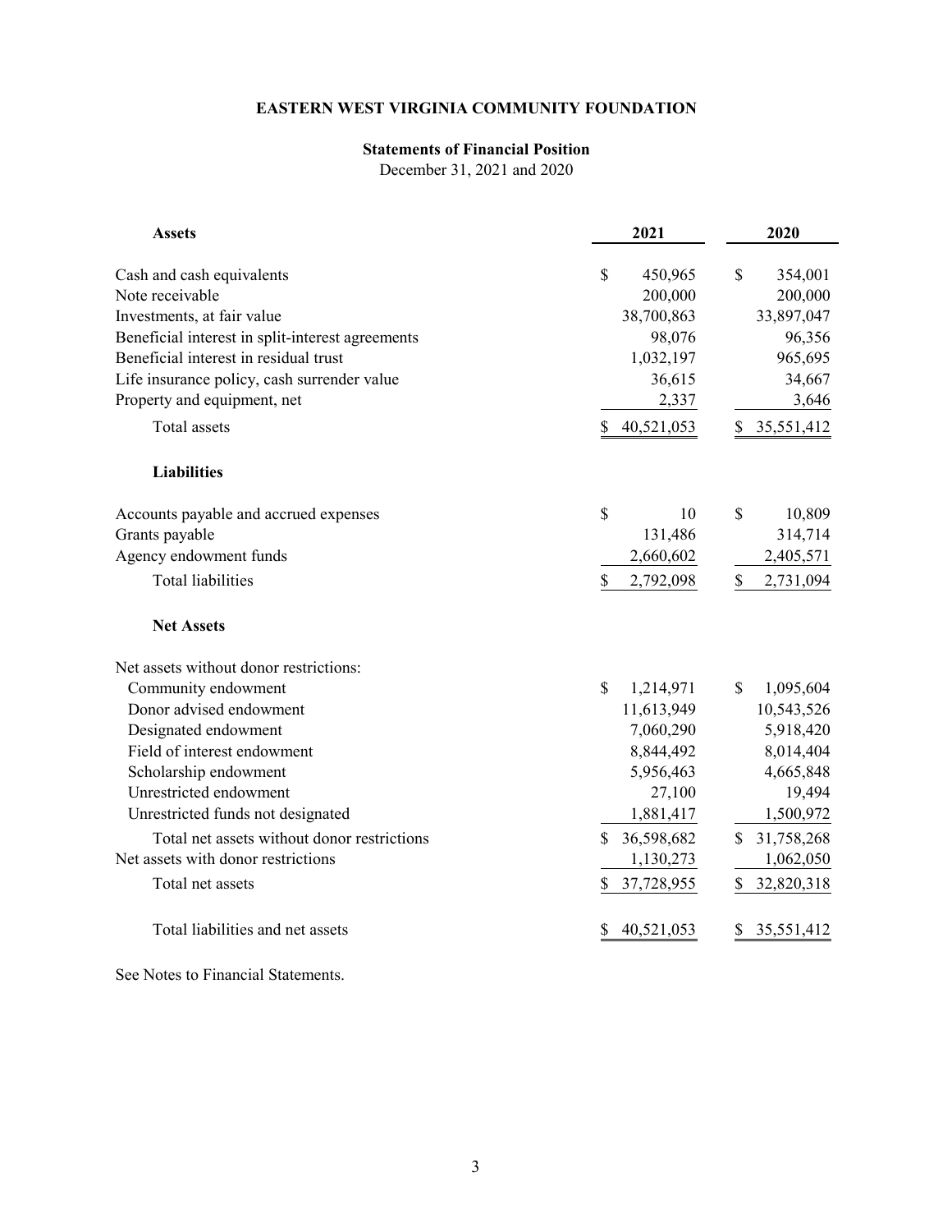# EASTERN WEST VIRGINIA COMMUNITY FOUNDATION

## Statements of Financial Position

December 31, 2021 and 2020

| **Assets** | **2021** | **2020** |
|---|---|---|
| Cash and cash equivalents | $ 450,965 | $ 354,001 |
| Note receivable | 200,000 | 200,000 |
| Investments, at fair value | 38,700,863 | 33,897,047 |
| Beneficial interest in split-interest agreements | 98,076 | 96,356 |
| Beneficial interest in residual trust | 1,032,197 | 965,695 |
| Life insurance policy, cash surrender value | 36,615 | 34,667 |
| Property and equipment, net | 2,337 | 3,646 |
| Total assets | $ 40,521,053 | $ 35,551,412 |
| **Liabilities** | | |
| Accounts payable and accrued expenses | $ 10 | $ 10,809 |
| Grants payable | 131,486 | 314,714 |
| Agency endowment funds | 2,660,602 | 2,405,571 |
| Total liabilities | $ 2,792,098 | $ 2,731,094 |
| **Net Assets** | | |
| Net assets without donor restrictions: | | |
| Community endowment | $ 1,214,971 | $ 1,095,604 |
| Donor advised endowment | 11,613,949 | 10,543,526 |
| Designated endowment | 7,060,290 | 5,918,420 |
| Field of interest endowment | 8,844,492 | 8,014,404 |
| Scholarship endowment | 5,956,463 | 4,665,848 |
| Unrestricted endowment | 27,100 | 19,494 |
| Unrestricted funds not designated | 1,881,417 | 1,500,972 |
| Total net assets without donor restrictions | $ 36,598,682 | $ 31,758,268 |
| Net assets with donor restrictions | 1,130,273 | 1,062,050 |
| Total net assets | $ 37,728,955 | $ 32,820,318 |
| Total liabilities and net assets | $ 40,521,053 | $ 35,551,412 |

See Notes to Financial Statements.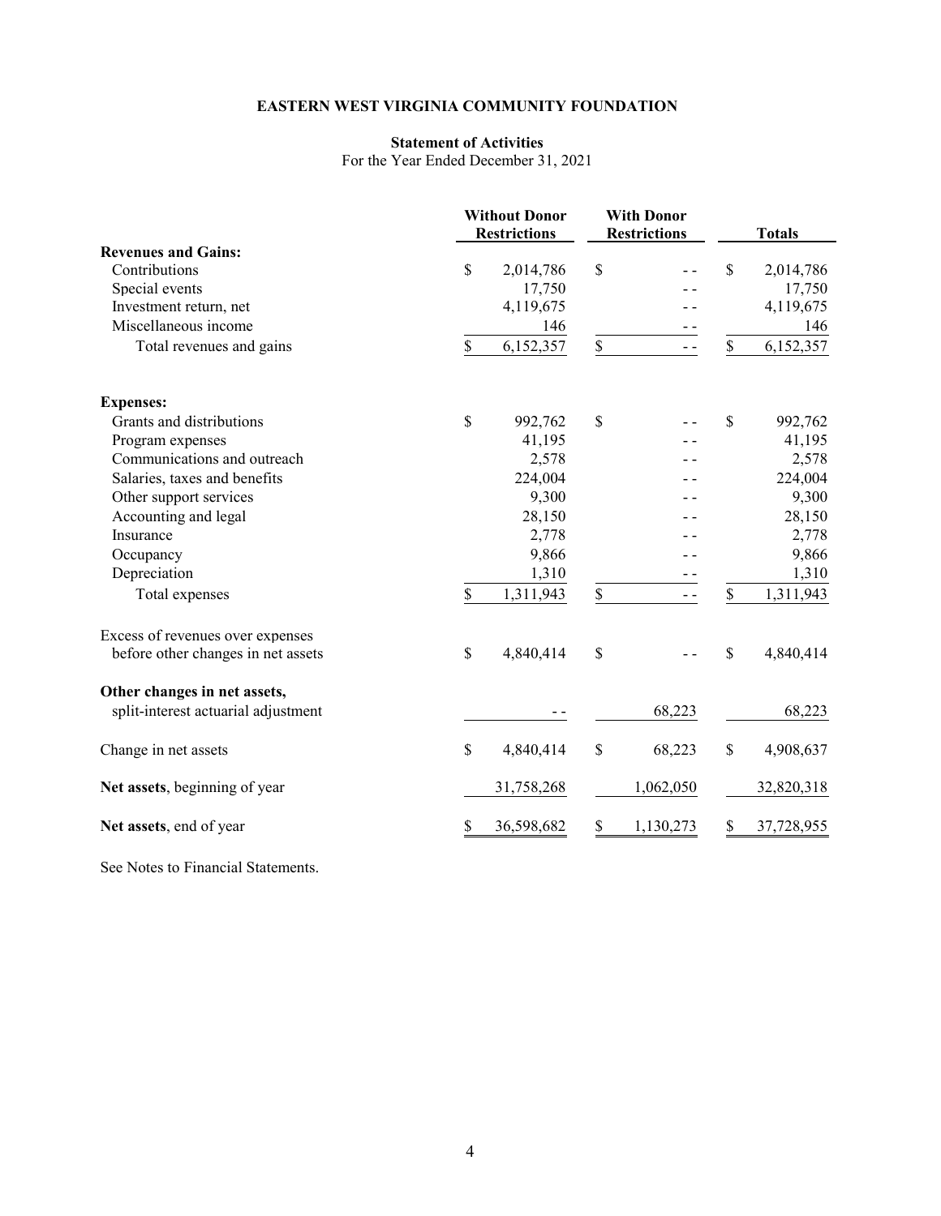# EASTERN WEST VIRGINIA COMMUNITY FOUNDATION

## Statement of Activities

For the Year Ended December 31, 2021

| | Without Donor Restrictions | With Donor Restrictions | Totals |
|---|---|---|---|
| **Revenues and Gains:** | | | |
| Contributions | $ 2,014,786 | $ - - | $ 2,014,786 |
| Special events | 17,750 | - - | 17,750 |
| Investment return, net | 4,119,675 | - - | 4,119,675 |
| Miscellaneous income | 146 | - - | 146 |
| Total revenues and gains | $ 6,152,357 | $ - - | $ 6,152,357 |
| **Expenses:** | | | |
| Grants and distributions | $ 992,762 | $ - - | $ 992,762 |
| Program expenses | 41,195 | - - | 41,195 |
| Communications and outreach | 2,578 | - - | 2,578 |
| Salaries, taxes and benefits | 224,004 | - - | 224,004 |
| Other support services | 9,300 | - - | 9,300 |
| Accounting and legal | 28,150 | - - | 28,150 |
| Insurance | 2,778 | - - | 2,778 |
| Occupancy | 9,866 | - - | 9,866 |
| Depreciation | 1,310 | - - | 1,310 |
| Total expenses | $ 1,311,943 | $ - - | $ 1,311,943 |
| Excess of revenues over expenses before other changes in net assets | $ 4,840,414 | $ - - | $ 4,840,414 |
| **Other changes in net assets,** split-interest actuarial adjustment | - - | 68,223 | 68,223 |
| Change in net assets | $ 4,840,414 | $ 68,223 | $ 4,908,637 |
| **Net assets**, beginning of year | 31,758,268 | 1,062,050 | 32,820,318 |
| **Net assets**, end of year | $ 36,598,682 | $ 1,130,273 | $ 37,728,955 |

See Notes to Financial Statements.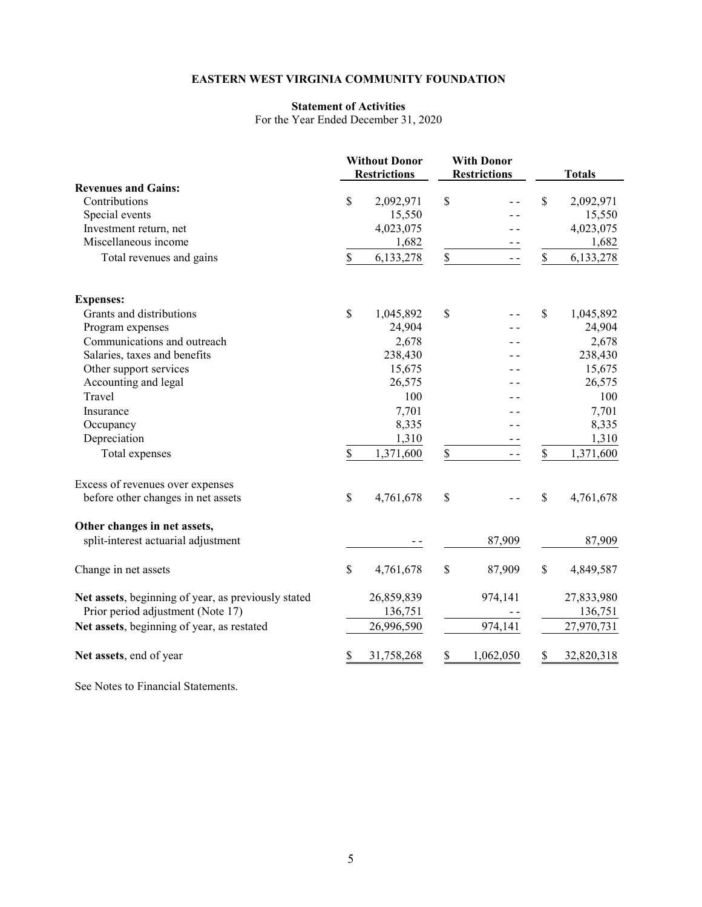# EASTERN WEST VIRGINIA COMMUNITY FOUNDATION

## Statement of Activities

For the Year Ended December 31, 2020

| | Without Donor Restrictions | With Donor Restrictions | Totals |
|---|---|---|---|
| **Revenues and Gains:** | | | |
| Contributions | $ 2,092,971 | $ - - | $ 2,092,971 |
| Special events | 15,550 | - - | 15,550 |
| Investment return, net | 4,023,075 | - - | 4,023,075 |
| Miscellaneous income | 1,682 | - - | 1,682 |
| Total revenues and gains | $ 6,133,278 | $ - - | $ 6,133,278 |
| **Expenses:** | | | |
| Grants and distributions | $ 1,045,892 | $ - - | $ 1,045,892 |
| Program expenses | 24,904 | - - | 24,904 |
| Communications and outreach | 2,678 | - - | 2,678 |
| Salaries, taxes and benefits | 238,430 | - - | 238,430 |
| Other support services | 15,675 | - - | 15,675 |
| Accounting and legal | 26,575 | - - | 26,575 |
| Travel | 100 | - - | 100 |
| Insurance | 7,701 | - - | 7,701 |
| Occupancy | 8,335 | - - | 8,335 |
| Depreciation | 1,310 | - - | 1,310 |
| Total expenses | $ 1,371,600 | $ - - | $ 1,371,600 |
| Excess of revenues over expenses before other changes in net assets | $ 4,761,678 | $ - - | $ 4,761,678 |
| **Other changes in net assets,** split-interest actuarial adjustment | - - | 87,909 | 87,909 |
| Change in net assets | $ 4,761,678 | $ 87,909 | $ 4,849,587 |
| **Net assets**, beginning of year, as previously stated | 26,859,839 | 974,141 | 27,833,980 |
| Prior period adjustment (Note 17) | 136,751 | - - | 136,751 |
| **Net assets**, beginning of year, as restated | 26,996,590 | 974,141 | 27,970,731 |
| **Net assets**, end of year | $ 31,758,268 | $ 1,062,050 | $ 32,820,318 |

See Notes to Financial Statements.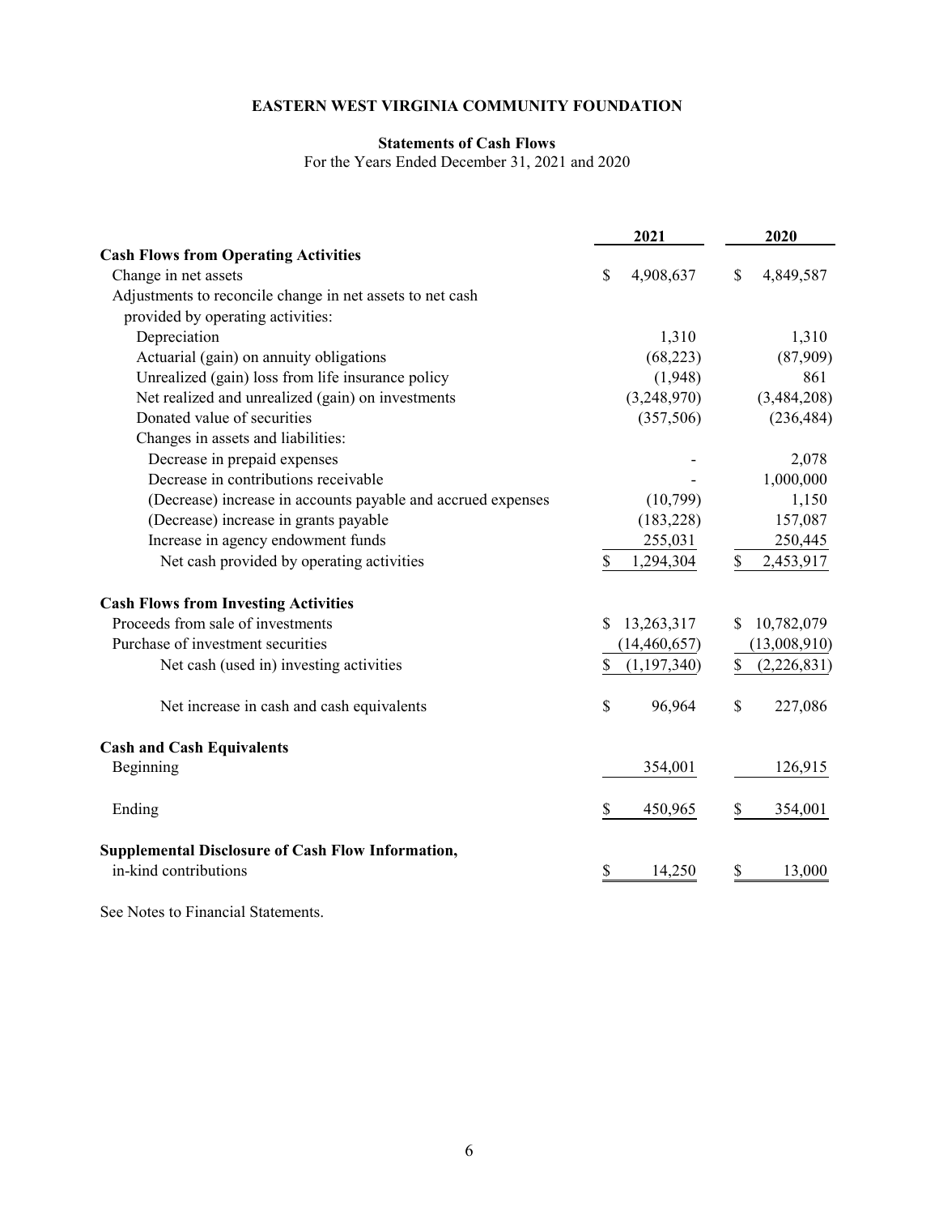# EASTERN WEST VIRGINIA COMMUNITY FOUNDATION

## Statements of Cash Flows

For the Years Ended December 31, 2021 and 2020

| | 2021 | 2020 |
|---|---|---|
| **Cash Flows from Operating Activities** | | |
| Change in net assets | $ 4,908,637 | $ 4,849,587 |
| Adjustments to reconcile change in net assets to net cash provided by operating activities: | | |
| Depreciation | 1,310 | 1,310 |
| Actuarial (gain) on annuity obligations | (68,223) | (87,909) |
| Unrealized (gain) loss from life insurance policy | (1,948) | 861 |
| Net realized and unrealized (gain) on investments | (3,248,970) | (3,484,208) |
| Donated value of securities | (357,506) | (236,484) |
| Changes in assets and liabilities: | | |
| Decrease in prepaid expenses | - | 2,078 |
| Decrease in contributions receivable | - | 1,000,000 |
| (Decrease) increase in accounts payable and accrued expenses | (10,799) | 1,150 |
| (Decrease) increase in grants payable | (183,228) | 157,087 |
| Increase in agency endowment funds | 255,031 | 250,445 |
| Net cash provided by operating activities | $ 1,294,304 | $ 2,453,917 |
| **Cash Flows from Investing Activities** | | |
| Proceeds from sale of investments | $ 13,263,317 | $ 10,782,079 |
| Purchase of investment securities | (14,460,657) | (13,008,910) |
| Net cash (used in) investing activities | $ (1,197,340) | $ (2,226,831) |
| Net increase in cash and cash equivalents | $ 96,964 | $ 227,086 |
| **Cash and Cash Equivalents** | | |
| Beginning | 354,001 | 126,915 |
| Ending | $ 450,965 | $ 354,001 |
| **Supplemental Disclosure of Cash Flow Information,** in-kind contributions | $ 14,250 | $ 13,000 |

See Notes to Financial Statements.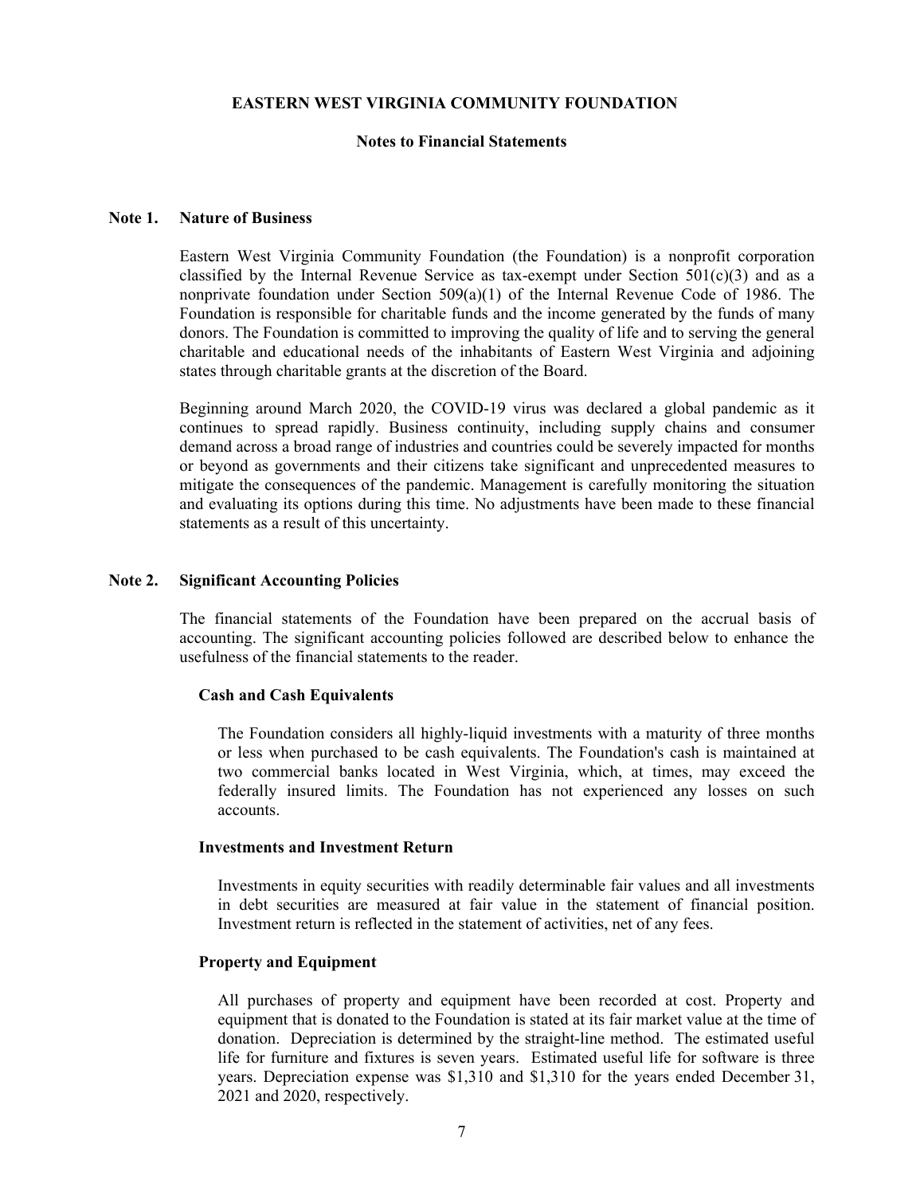**EASTERN WEST VIRGINIA COMMUNITY FOUNDATION**

**Notes to Financial Statements**

## Note 1. Nature of Business

Eastern West Virginia Community Foundation (the Foundation) is a nonprofit corporation classified by the Internal Revenue Service as tax-exempt under Section 501(c)(3) and as a nonprivate foundation under Section 509(a)(1) of the Internal Revenue Code of 1986. The Foundation is responsible for charitable funds and the income generated by the funds of many donors. The Foundation is committed to improving the quality of life and to serving the general charitable and educational needs of the inhabitants of Eastern West Virginia and adjoining states through charitable grants at the discretion of the Board.

Beginning around March 2020, the COVID-19 virus was declared a global pandemic as it continues to spread rapidly. Business continuity, including supply chains and consumer demand across a broad range of industries and countries could be severely impacted for months or beyond as governments and their citizens take significant and unprecedented measures to mitigate the consequences of the pandemic. Management is carefully monitoring the situation and evaluating its options during this time. No adjustments have been made to these financial statements as a result of this uncertainty.

## Note 2. Significant Accounting Policies

The financial statements of the Foundation have been prepared on the accrual basis of accounting. The significant accounting policies followed are described below to enhance the usefulness of the financial statements to the reader.

### Cash and Cash Equivalents

The Foundation considers all highly-liquid investments with a maturity of three months or less when purchased to be cash equivalents. The Foundation's cash is maintained at two commercial banks located in West Virginia, which, at times, may exceed the federally insured limits. The Foundation has not experienced any losses on such accounts.

### Investments and Investment Return

Investments in equity securities with readily determinable fair values and all investments in debt securities are measured at fair value in the statement of financial position. Investment return is reflected in the statement of activities, net of any fees.

### Property and Equipment

All purchases of property and equipment have been recorded at cost. Property and equipment that is donated to the Foundation is stated at its fair market value at the time of donation. Depreciation is determined by the straight-line method. The estimated useful life for furniture and fixtures is seven years. Estimated useful life for software is three years. Depreciation expense was $1,310 and $1,310 for the years ended December 31, 2021 and 2020, respectively.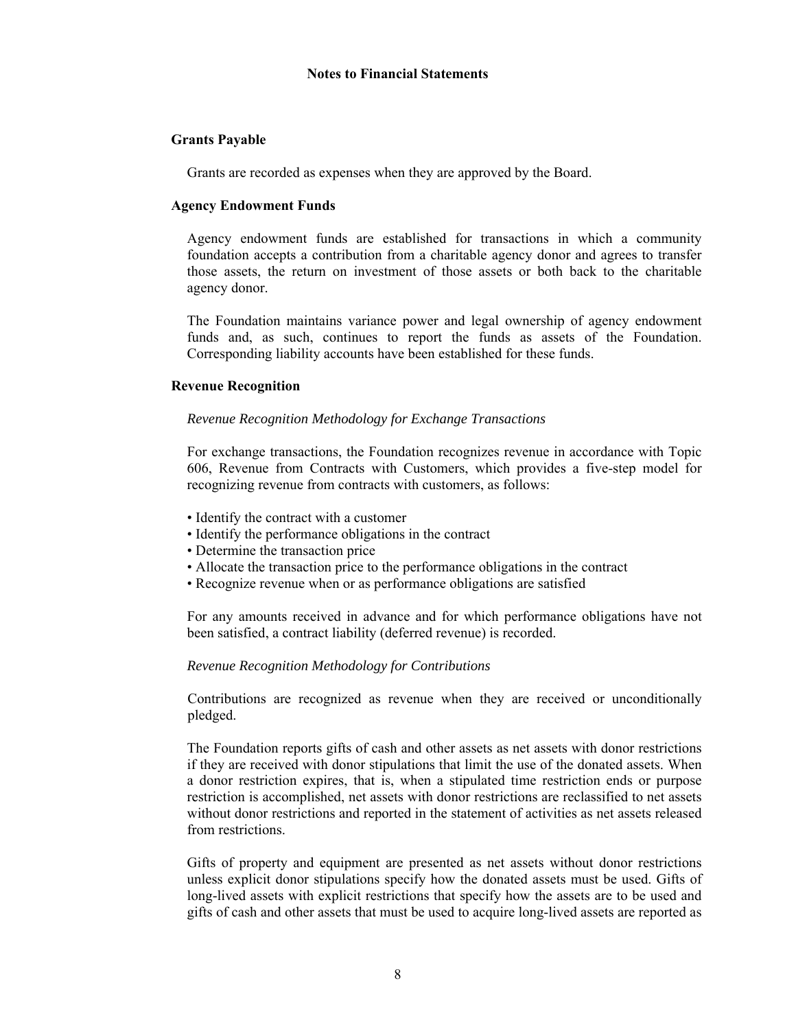**Notes to Financial Statements**

**Grants Payable**

Grants are recorded as expenses when they are approved by the Board.

**Agency Endowment Funds**

Agency endowment funds are established for transactions in which a community foundation accepts a contribution from a charitable agency donor and agrees to transfer those assets, the return on investment of those assets or both back to the charitable agency donor.

The Foundation maintains variance power and legal ownership of agency endowment funds and, as such, continues to report the funds as assets of the Foundation. Corresponding liability accounts have been established for these funds.

**Revenue Recognition**

*Revenue Recognition Methodology for Exchange Transactions*

For exchange transactions, the Foundation recognizes revenue in accordance with Topic 606, Revenue from Contracts with Customers, which provides a five-step model for recognizing revenue from contracts with customers, as follows:

- Identify the contract with a customer
- Identify the performance obligations in the contract
- Determine the transaction price
- Allocate the transaction price to the performance obligations in the contract
- Recognize revenue when or as performance obligations are satisfied

For any amounts received in advance and for which performance obligations have not been satisfied, a contract liability (deferred revenue) is recorded.

*Revenue Recognition Methodology for Contributions*

Contributions are recognized as revenue when they are received or unconditionally pledged.

The Foundation reports gifts of cash and other assets as net assets with donor restrictions if they are received with donor stipulations that limit the use of the donated assets. When a donor restriction expires, that is, when a stipulated time restriction ends or purpose restriction is accomplished, net assets with donor restrictions are reclassified to net assets without donor restrictions and reported in the statement of activities as net assets released from restrictions.

Gifts of property and equipment are presented as net assets without donor restrictions unless explicit donor stipulations specify how the donated assets must be used. Gifts of long-lived assets with explicit restrictions that specify how the assets are to be used and gifts of cash and other assets that must be used to acquire long-lived assets are reported as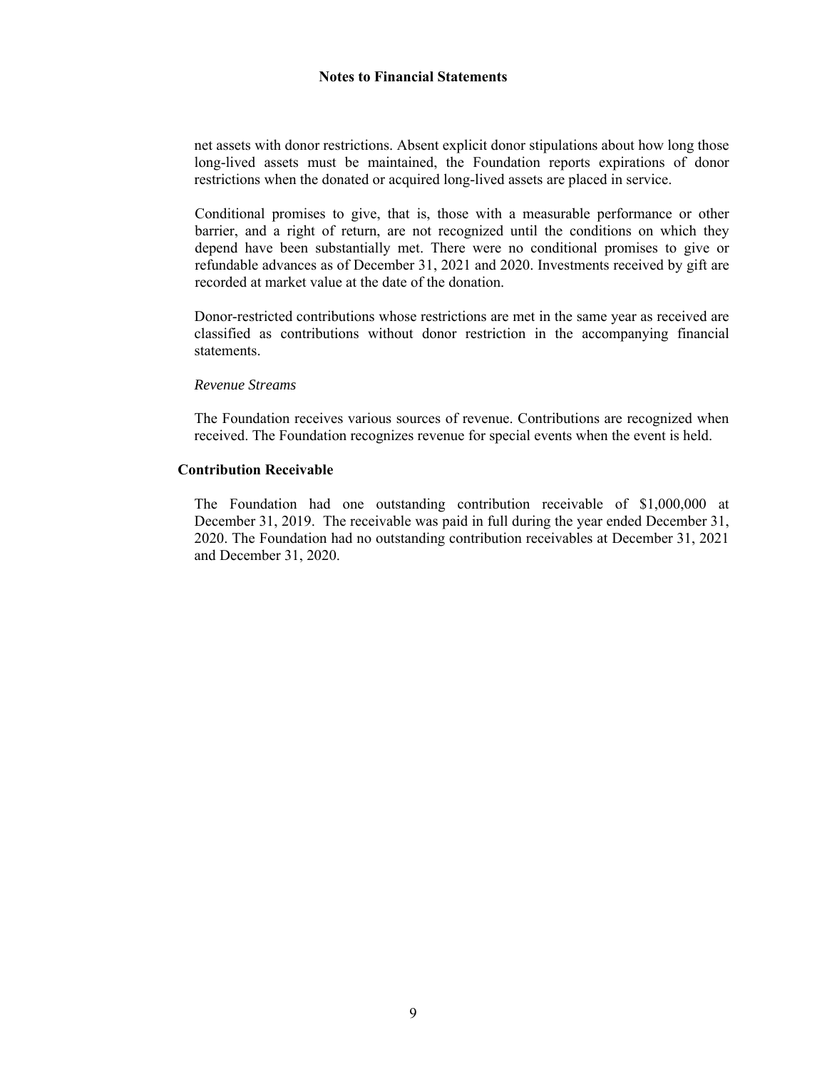net assets with donor restrictions. Absent explicit donor stipulations about how long those long-lived assets must be maintained, the Foundation reports expirations of donor restrictions when the donated or acquired long-lived assets are placed in service.

Conditional promises to give, that is, those with a measurable performance or other barrier, and a right of return, are not recognized until the conditions on which they depend have been substantially met. There were no conditional promises to give or refundable advances as of December 31, 2021 and 2020. Investments received by gift are recorded at market value at the date of the donation.

Donor-restricted contributions whose restrictions are met in the same year as received are classified as contributions without donor restriction in the accompanying financial statements.

*Revenue Streams*

The Foundation receives various sources of revenue. Contributions are recognized when received. The Foundation recognizes revenue for special events when the event is held.

**Contribution Receivable**

The Foundation had one outstanding contribution receivable of $1,000,000 at December 31, 2019. The receivable was paid in full during the year ended December 31, 2020. The Foundation had no outstanding contribution receivables at December 31, 2021 and December 31, 2020.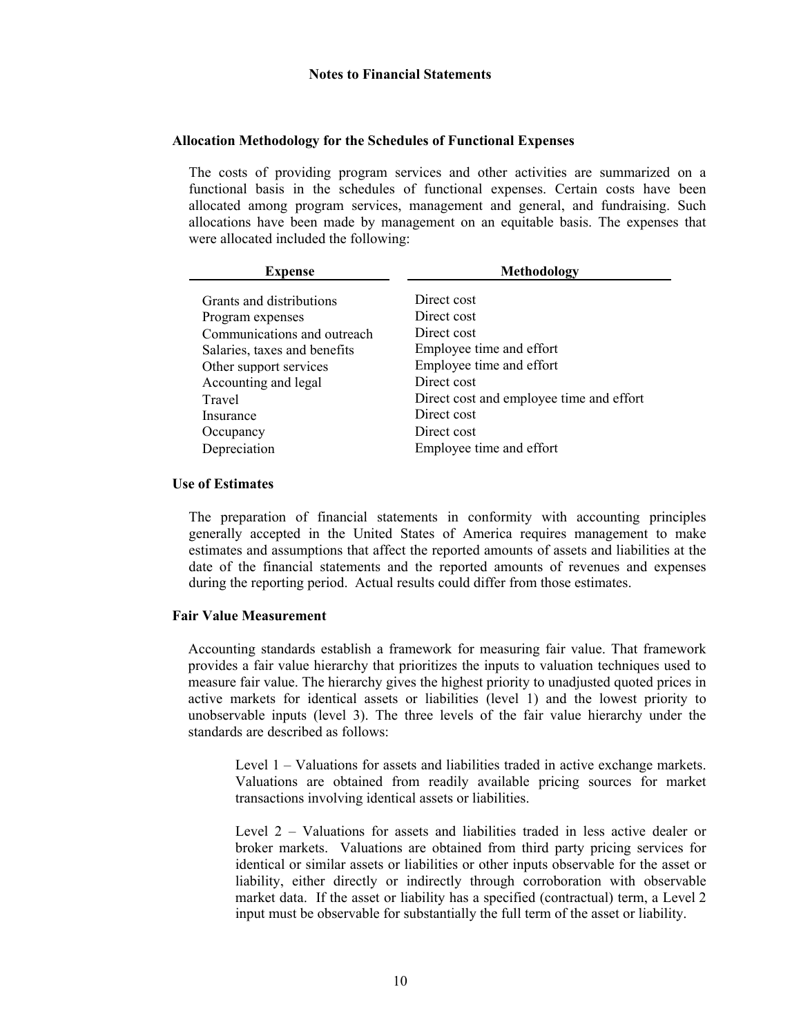**Notes to Financial Statements**

### Allocation Methodology for the Schedules of Functional Expenses

The costs of providing program services and other activities are summarized on a functional basis in the schedules of functional expenses. Certain costs have been allocated among program services, management and general, and fundraising. Such allocations have been made by management on an equitable basis. The expenses that were allocated included the following:

| Expense | Methodology |
|---|---|
| Grants and distributions | Direct cost |
| Program expenses | Direct cost |
| Communications and outreach | Direct cost |
| Salaries, taxes and benefits | Employee time and effort |
| Other support services | Employee time and effort |
| Accounting and legal | Direct cost |
| Travel | Direct cost and employee time and effort |
| Insurance | Direct cost |
| Occupancy | Direct cost |
| Depreciation | Employee time and effort |

### Use of Estimates

The preparation of financial statements in conformity with accounting principles generally accepted in the United States of America requires management to make estimates and assumptions that affect the reported amounts of assets and liabilities at the date of the financial statements and the reported amounts of revenues and expenses during the reporting period. Actual results could differ from those estimates.

### Fair Value Measurement

Accounting standards establish a framework for measuring fair value. That framework provides a fair value hierarchy that prioritizes the inputs to valuation techniques used to measure fair value. The hierarchy gives the highest priority to unadjusted quoted prices in active markets for identical assets or liabilities (level 1) and the lowest priority to unobservable inputs (level 3). The three levels of the fair value hierarchy under the standards are described as follows:

> Level 1 – Valuations for assets and liabilities traded in active exchange markets. Valuations are obtained from readily available pricing sources for market transactions involving identical assets or liabilities.
>
> Level 2 – Valuations for assets and liabilities traded in less active dealer or broker markets. Valuations are obtained from third party pricing services for identical or similar assets or liabilities or other inputs observable for the asset or liability, either directly or indirectly through corroboration with observable market data. If the asset or liability has a specified (contractual) term, a Level 2 input must be observable for substantially the full term of the asset or liability.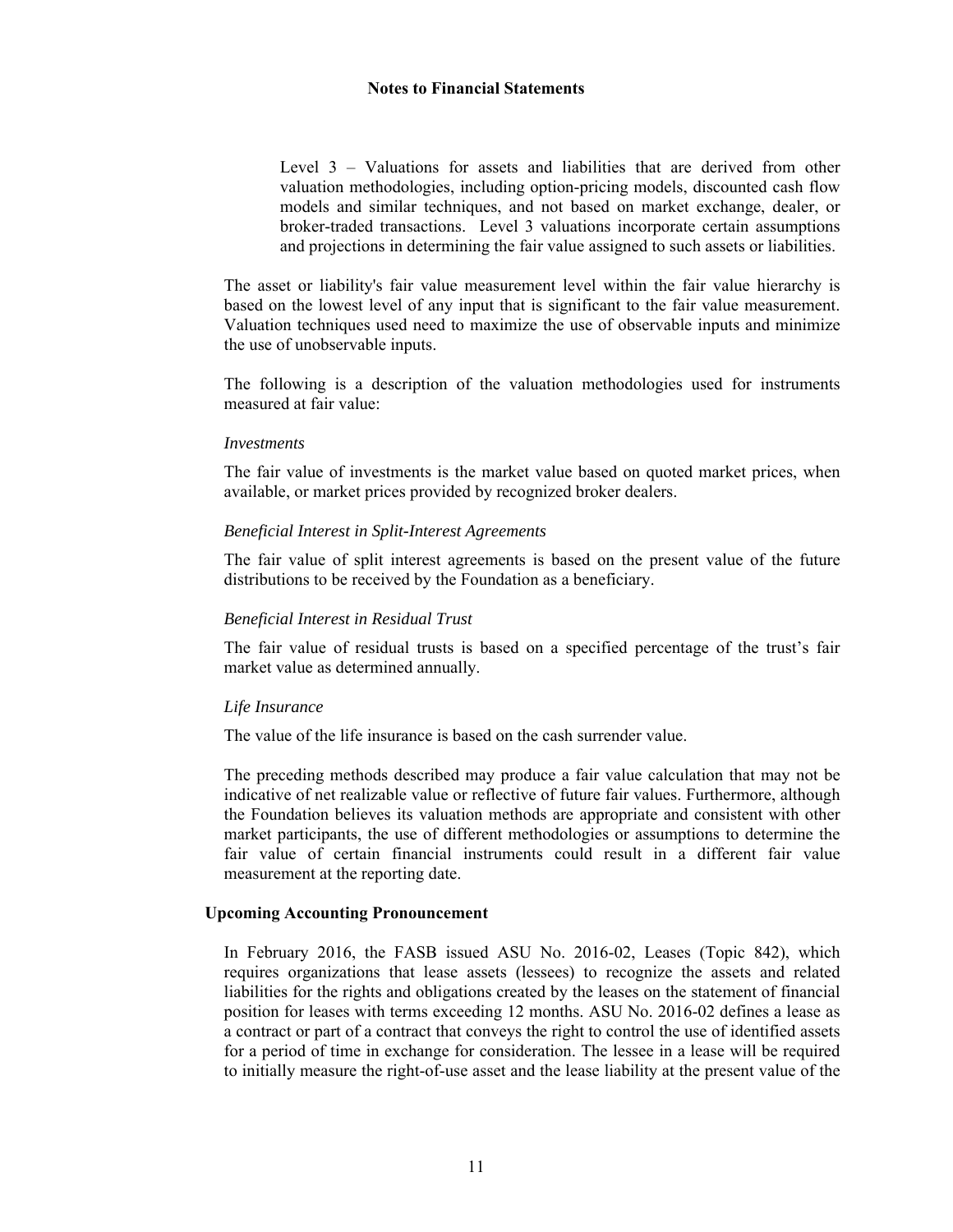Level 3 – Valuations for assets and liabilities that are derived from other valuation methodologies, including option-pricing models, discounted cash flow models and similar techniques, and not based on market exchange, dealer, or broker-traded transactions. Level 3 valuations incorporate certain assumptions and projections in determining the fair value assigned to such assets or liabilities.

The asset or liability's fair value measurement level within the fair value hierarchy is based on the lowest level of any input that is significant to the fair value measurement. Valuation techniques used need to maximize the use of observable inputs and minimize the use of unobservable inputs.

The following is a description of the valuation methodologies used for instruments measured at fair value:

*Investments*

The fair value of investments is the market value based on quoted market prices, when available, or market prices provided by recognized broker dealers.

*Beneficial Interest in Split-Interest Agreements*

The fair value of split interest agreements is based on the present value of the future distributions to be received by the Foundation as a beneficiary.

*Beneficial Interest in Residual Trust*

The fair value of residual trusts is based on a specified percentage of the trust's fair market value as determined annually.

*Life Insurance*

The value of the life insurance is based on the cash surrender value.

The preceding methods described may produce a fair value calculation that may not be indicative of net realizable value or reflective of future fair values. Furthermore, although the Foundation believes its valuation methods are appropriate and consistent with other market participants, the use of different methodologies or assumptions to determine the fair value of certain financial instruments could result in a different fair value measurement at the reporting date.

**Upcoming Accounting Pronouncement**

In February 2016, the FASB issued ASU No. 2016-02, Leases (Topic 842), which requires organizations that lease assets (lessees) to recognize the assets and related liabilities for the rights and obligations created by the leases on the statement of financial position for leases with terms exceeding 12 months. ASU No. 2016-02 defines a lease as a contract or part of a contract that conveys the right to control the use of identified assets for a period of time in exchange for consideration. The lessee in a lease will be required to initially measure the right-of-use asset and the lease liability at the present value of the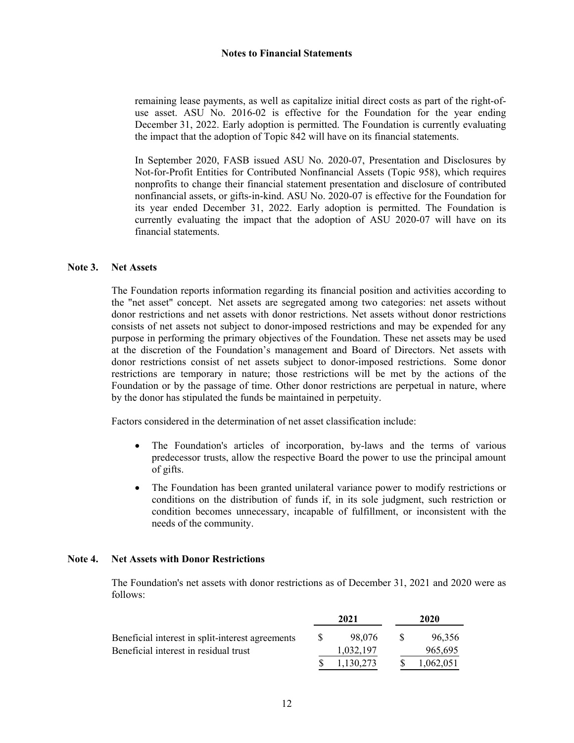## Notes to Financial Statements

remaining lease payments, as well as capitalize initial direct costs as part of the right-of-use asset. ASU No. 2016-02 is effective for the Foundation for the year ending December 31, 2022. Early adoption is permitted. The Foundation is currently evaluating the impact that the adoption of Topic 842 will have on its financial statements.

In September 2020, FASB issued ASU No. 2020-07, Presentation and Disclosures by Not-for-Profit Entities for Contributed Nonfinancial Assets (Topic 958), which requires nonprofits to change their financial statement presentation and disclosure of contributed nonfinancial assets, or gifts-in-kind. ASU No. 2020-07 is effective for the Foundation for its year ended December 31, 2022. Early adoption is permitted. The Foundation is currently evaluating the impact that the adoption of ASU 2020-07 will have on its financial statements.

### Note 3. Net Assets

The Foundation reports information regarding its financial position and activities according to the "net asset" concept. Net assets are segregated among two categories: net assets without donor restrictions and net assets with donor restrictions. Net assets without donor restrictions consists of net assets not subject to donor-imposed restrictions and may be expended for any purpose in performing the primary objectives of the Foundation. These net assets may be used at the discretion of the Foundation's management and Board of Directors. Net assets with donor restrictions consist of net assets subject to donor-imposed restrictions. Some donor restrictions are temporary in nature; those restrictions will be met by the actions of the Foundation or by the passage of time. Other donor restrictions are perpetual in nature, where by the donor has stipulated the funds be maintained in perpetuity.

Factors considered in the determination of net asset classification include:

- The Foundation's articles of incorporation, by-laws and the terms of various predecessor trusts, allow the respective Board the power to use the principal amount of gifts.
- The Foundation has been granted unilateral variance power to modify restrictions or conditions on the distribution of funds if, in its sole judgment, such restriction or condition becomes unnecessary, incapable of fulfillment, or inconsistent with the needs of the community.

### Note 4. Net Assets with Donor Restrictions

The Foundation's net assets with donor restrictions as of December 31, 2021 and 2020 were as follows:

| | 2021 | 2020 |
|---|---|---|
| Beneficial interest in split-interest agreements | $ 98,076 | $ 96,356 |
| Beneficial interest in residual trust | 1,032,197 | 965,695 |
| | $ 1,130,273 | $ 1,062,051 |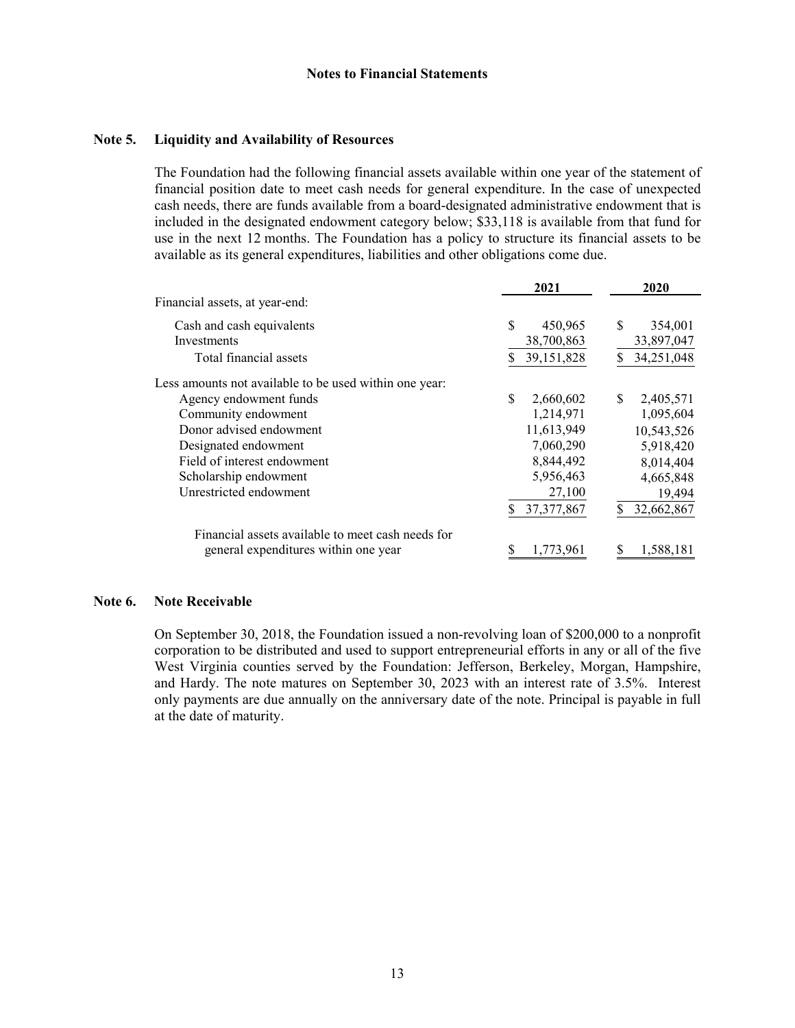## Notes to Financial Statements

### Note 5. Liquidity and Availability of Resources

The Foundation had the following financial assets available within one year of the statement of financial position date to meet cash needs for general expenditure. In the case of unexpected cash needs, there are funds available from a board-designated administrative endowment that is included in the designated endowment category below; $33,118 is available from that fund for use in the next 12 months. The Foundation has a policy to structure its financial assets to be available as its general expenditures, liabilities and other obligations come due.

| | 2021 | 2020 |
|---|---|---|
| Financial assets, at year-end: | | |
| Cash and cash equivalents | $ 450,965 | $ 354,001 |
| Investments | 38,700,863 | 33,897,047 |
| Total financial assets | $ 39,151,828 | $ 34,251,048 |
| Less amounts not available to be used within one year: | | |
| Agency endowment funds | $ 2,660,602 | $ 2,405,571 |
| Community endowment | 1,214,971 | 1,095,604 |
| Donor advised endowment | 11,613,949 | 10,543,526 |
| Designated endowment | 7,060,290 | 5,918,420 |
| Field of interest endowment | 8,844,492 | 8,014,404 |
| Scholarship endowment | 5,956,463 | 4,665,848 |
| Unrestricted endowment | 27,100 | 19,494 |
| | $ 37,377,867 | $ 32,662,867 |
| Financial assets available to meet cash needs for general expenditures within one year | $ 1,773,961 | $ 1,588,181 |

### Note 6. Note Receivable

On September 30, 2018, the Foundation issued a non-revolving loan of $200,000 to a nonprofit corporation to be distributed and used to support entrepreneurial efforts in any or all of the five West Virginia counties served by the Foundation: Jefferson, Berkeley, Morgan, Hampshire, and Hardy. The note matures on September 30, 2023 with an interest rate of 3.5%. Interest only payments are due annually on the anniversary date of the note. Principal is payable in full at the date of maturity.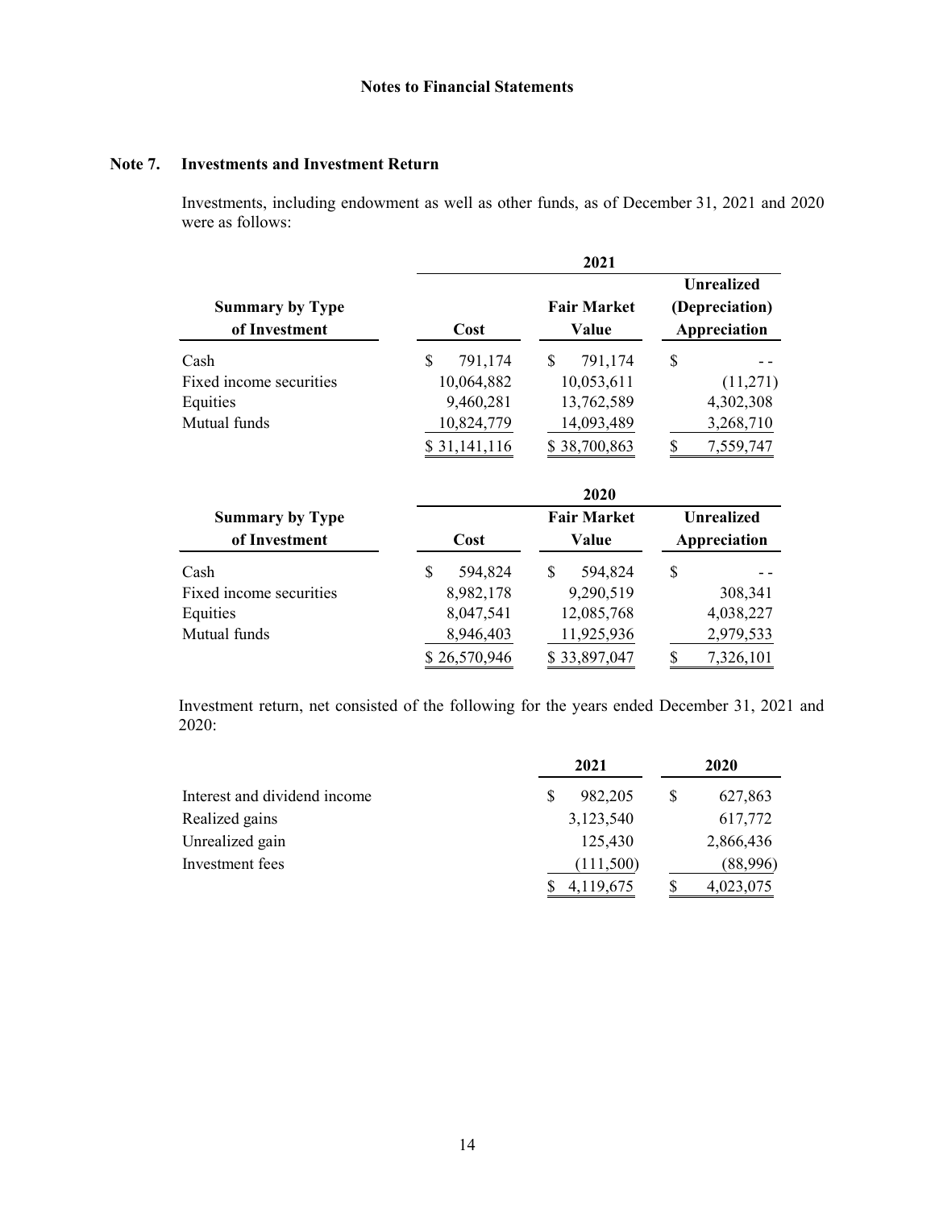**Notes to Financial Statements**

## Note 7. Investments and Investment Return

Investments, including endowment as well as other funds, as of December 31, 2021 and 2020 were as follows:

| Summary by Type of Investment | 2021 Cost | 2021 Fair Market Value | 2021 Unrealized (Depreciation) Appreciation |
|---|---|---|---|
| Cash | $ 791,174 | $ 791,174 | $ - - |
| Fixed income securities | 10,064,882 | 10,053,611 | (11,271) |
| Equities | 9,460,281 | 13,762,589 | 4,302,308 |
| Mutual funds | 10,824,779 | 14,093,489 | 3,268,710 |
| | $ 31,141,116 | $ 38,700,863 | $ 7,559,747 |

| Summary by Type of Investment | 2020 Cost | 2020 Fair Market Value | 2020 Unrealized Appreciation |
|---|---|---|---|
| Cash | $ 594,824 | $ 594,824 | $ - - |
| Fixed income securities | 8,982,178 | 9,290,519 | 308,341 |
| Equities | 8,047,541 | 12,085,768 | 4,038,227 |
| Mutual funds | 8,946,403 | 11,925,936 | 2,979,533 |
| | $ 26,570,946 | $ 33,897,047 | $ 7,326,101 |

Investment return, net consisted of the following for the years ended December 31, 2021 and 2020:

| | 2021 | 2020 |
|---|---|---|
| Interest and dividend income | $ 982,205 | $ 627,863 |
| Realized gains | 3,123,540 | 617,772 |
| Unrealized gain | 125,430 | 2,866,436 |
| Investment fees | (111,500) | (88,996) |
| | $ 4,119,675 | $ 4,023,075 |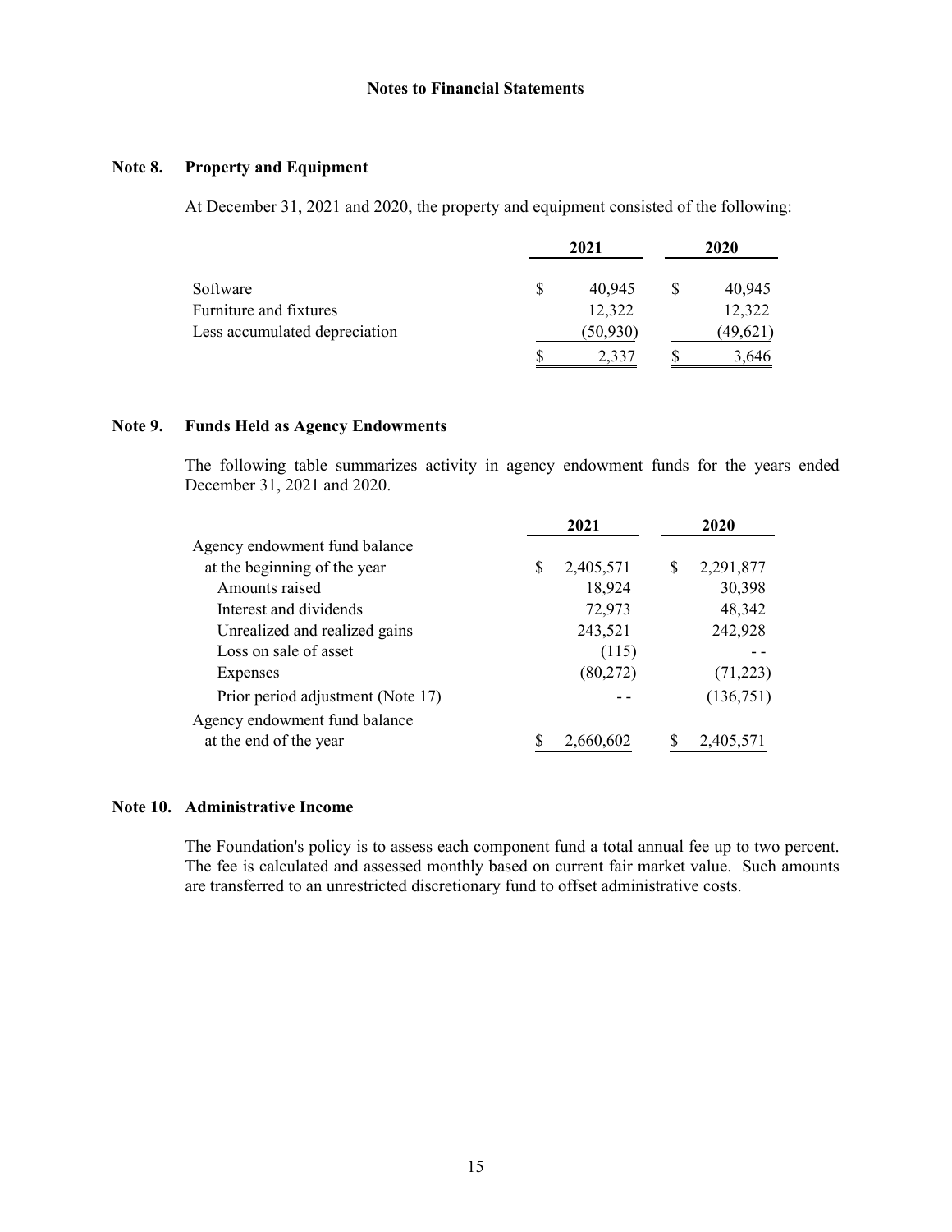## Notes to Financial Statements

### Note 8. Property and Equipment

At December 31, 2021 and 2020, the property and equipment consisted of the following:

| | 2021 | 2020 |
|---|---|---|
| Software | $ 40,945 | $ 40,945 |
| Furniture and fixtures | 12,322 | 12,322 |
| Less accumulated depreciation | (50,930) | (49,621) |
| | $ 2,337 | $ 3,646 |

### Note 9. Funds Held as Agency Endowments

The following table summarizes activity in agency endowment funds for the years ended December 31, 2021 and 2020.

| | 2021 | 2020 |
|---|---|---|
| Agency endowment fund balance at the beginning of the year | $ 2,405,571 | $ 2,291,877 |
| Amounts raised | 18,924 | 30,398 |
| Interest and dividends | 72,973 | 48,342 |
| Unrealized and realized gains | 243,521 | 242,928 |
| Loss on sale of asset | (115) | - - |
| Expenses | (80,272) | (71,223) |
| Prior period adjustment (Note 17) | - - | (136,751) |
| Agency endowment fund balance at the end of the year | $ 2,660,602 | $ 2,405,571 |

### Note 10. Administrative Income

The Foundation's policy is to assess each component fund a total annual fee up to two percent. The fee is calculated and assessed monthly based on current fair market value. Such amounts are transferred to an unrestricted discretionary fund to offset administrative costs.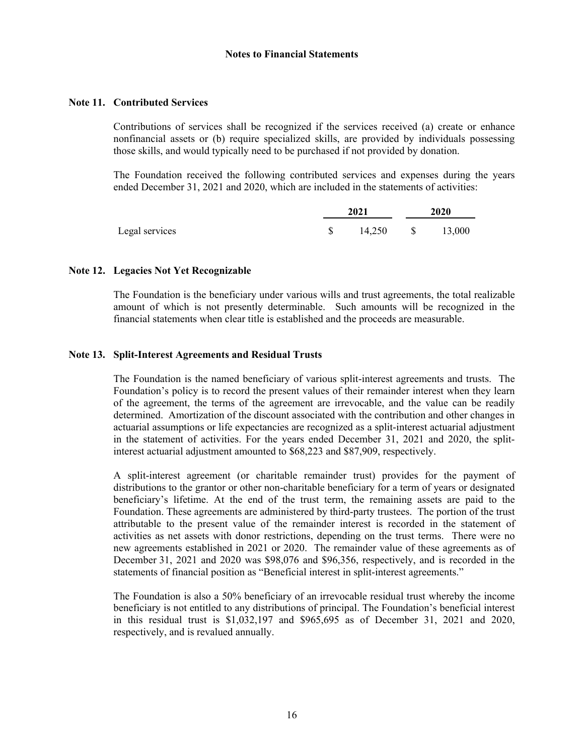**Notes to Financial Statements**

## Note 11. Contributed Services

Contributions of services shall be recognized if the services received (a) create or enhance nonfinancial assets or (b) require specialized skills, are provided by individuals possessing those skills, and would typically need to be purchased if not provided by donation.

The Foundation received the following contributed services and expenses during the years ended December 31, 2021 and 2020, which are included in the statements of activities:

| | 2021 | 2020 |
|---|---|---|
| Legal services | $ 14,250 | $ 13,000 |

## Note 12. Legacies Not Yet Recognizable

The Foundation is the beneficiary under various wills and trust agreements, the total realizable amount of which is not presently determinable. Such amounts will be recognized in the financial statements when clear title is established and the proceeds are measurable.

## Note 13. Split-Interest Agreements and Residual Trusts

The Foundation is the named beneficiary of various split-interest agreements and trusts. The Foundation's policy is to record the present values of their remainder interest when they learn of the agreement, the terms of the agreement are irrevocable, and the value can be readily determined. Amortization of the discount associated with the contribution and other changes in actuarial assumptions or life expectancies are recognized as a split-interest actuarial adjustment in the statement of activities. For the years ended December 31, 2021 and 2020, the split-interest actuarial adjustment amounted to $68,223 and $87,909, respectively.

A split-interest agreement (or charitable remainder trust) provides for the payment of distributions to the grantor or other non-charitable beneficiary for a term of years or designated beneficiary's lifetime. At the end of the trust term, the remaining assets are paid to the Foundation. These agreements are administered by third-party trustees. The portion of the trust attributable to the present value of the remainder interest is recorded in the statement of activities as net assets with donor restrictions, depending on the trust terms. There were no new agreements established in 2021 or 2020. The remainder value of these agreements as of December 31, 2021 and 2020 was $98,076 and $96,356, respectively, and is recorded in the statements of financial position as "Beneficial interest in split-interest agreements."

The Foundation is also a 50% beneficiary of an irrevocable residual trust whereby the income beneficiary is not entitled to any distributions of principal. The Foundation's beneficial interest in this residual trust is $1,032,197 and $965,695 as of December 31, 2021 and 2020, respectively, and is revalued annually.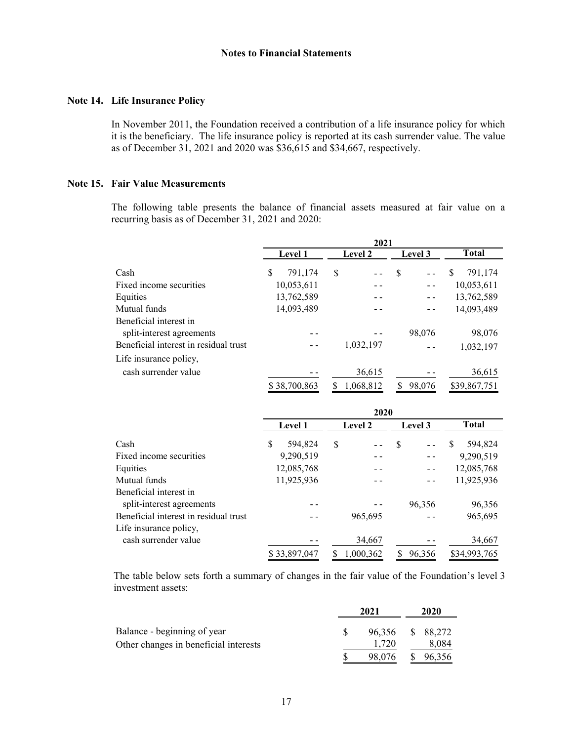### Notes to Financial Statements

## Note 14. Life Insurance Policy

In November 2011, the Foundation received a contribution of a life insurance policy for which it is the beneficiary. The life insurance policy is reported at its cash surrender value. The value as of December 31, 2021 and 2020 was $36,615 and $34,667, respectively.

## Note 15. Fair Value Measurements

The following table presents the balance of financial assets measured at fair value on a recurring basis as of December 31, 2021 and 2020:

| | 2021 | | | |
|---|---|---|---|---|
| | Level 1 | Level 2 | Level 3 | Total |
| Cash | $ 791,174 | $ - - | $ - - | $ 791,174 |
| Fixed income securities | 10,053,611 | - - | - - | 10,053,611 |
| Equities | 13,762,589 | - - | - - | 13,762,589 |
| Mutual funds | 14,093,489 | - - | - - | 14,093,489 |
| Beneficial interest in split-interest agreements | - - | - - | 98,076 | 98,076 |
| Beneficial interest in residual trust | - - | 1,032,197 | - - | 1,032,197 |
| Life insurance policy, cash surrender value | - - | 36,615 | - - | 36,615 |
| | $ 38,700,863 | $ 1,068,812 | $ 98,076 | $39,867,751 |

| | 2020 | | | |
|---|---|---|---|---|
| | Level 1 | Level 2 | Level 3 | Total |
| Cash | $ 594,824 | $ - - | $ - - | $ 594,824 |
| Fixed income securities | 9,290,519 | - - | - - | 9,290,519 |
| Equities | 12,085,768 | - - | - - | 12,085,768 |
| Mutual funds | 11,925,936 | - - | - - | 11,925,936 |
| Beneficial interest in split-interest agreements | - - | - - | 96,356 | 96,356 |
| Beneficial interest in residual trust | - - | 965,695 | - - | 965,695 |
| Life insurance policy, cash surrender value | - - | 34,667 | - - | 34,667 |
| | $ 33,897,047 | $ 1,000,362 | $ 96,356 | $34,993,765 |

The table below sets forth a summary of changes in the fair value of the Foundation's level 3 investment assets:

| | 2021 | 2020 |
|---|---|---|
| Balance - beginning of year | $ 96,356 | $ 88,272 |
| Other changes in beneficial interests | 1,720 | 8,084 |
| | $ 98,076 | $ 96,356 |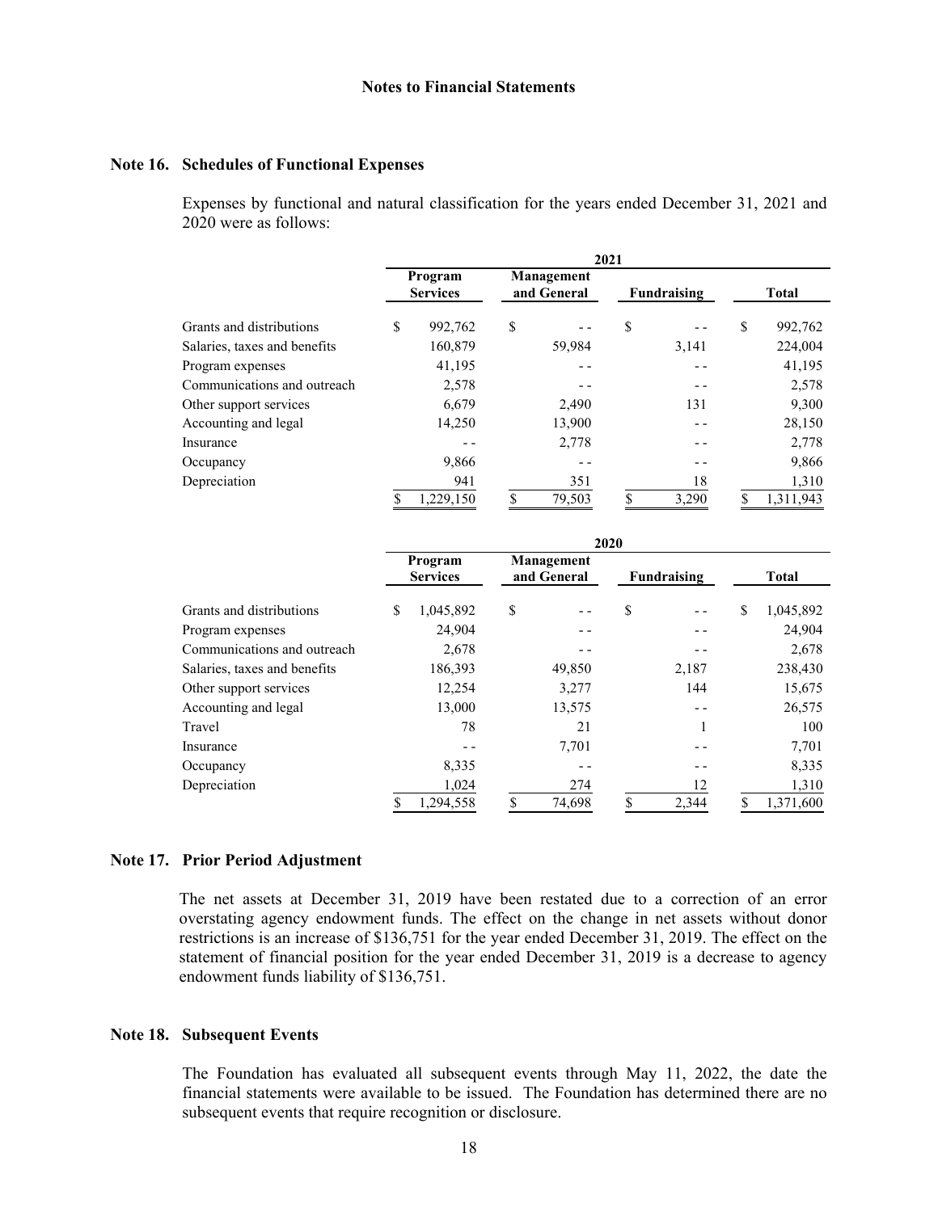**Notes to Financial Statements**

## Note 16. Schedules of Functional Expenses

Expenses by functional and natural classification for the years ended December 31, 2021 and 2020 were as follows:

| | 2021 | | | |
|---|---|---|---|---|
| | Program Services | Management and General | Fundraising | Total |
| Grants and distributions | $ 992,762 | $ - - | $ - - | $ 992,762 |
| Salaries, taxes and benefits | 160,879 | 59,984 | 3,141 | 224,004 |
| Program expenses | 41,195 | - - | - - | 41,195 |
| Communications and outreach | 2,578 | - - | - - | 2,578 |
| Other support services | 6,679 | 2,490 | 131 | 9,300 |
| Accounting and legal | 14,250 | 13,900 | - - | 28,150 |
| Insurance | - - | 2,778 | - - | 2,778 |
| Occupancy | 9,866 | - - | - - | 9,866 |
| Depreciation | 941 | 351 | 18 | 1,310 |
| | $ 1,229,150 | $ 79,503 | $ 3,290 | $ 1,311,943 |

| | 2020 | | | |
|---|---|---|---|---|
| | Program Services | Management and General | Fundraising | Total |
| Grants and distributions | $ 1,045,892 | $ - - | $ - - | $ 1,045,892 |
| Program expenses | 24,904 | - - | - - | 24,904 |
| Communications and outreach | 2,678 | - - | - - | 2,678 |
| Salaries, taxes and benefits | 186,393 | 49,850 | 2,187 | 238,430 |
| Other support services | 12,254 | 3,277 | 144 | 15,675 |
| Accounting and legal | 13,000 | 13,575 | - - | 26,575 |
| Travel | 78 | 21 | 1 | 100 |
| Insurance | - - | 7,701 | - - | 7,701 |
| Occupancy | 8,335 | - - | - - | 8,335 |
| Depreciation | 1,024 | 274 | 12 | 1,310 |
| | $ 1,294,558 | $ 74,698 | $ 2,344 | $ 1,371,600 |

## Note 17. Prior Period Adjustment

The net assets at December 31, 2019 have been restated due to a correction of an error overstating agency endowment funds. The effect on the change in net assets without donor restrictions is an increase of $136,751 for the year ended December 31, 2019. The effect on the statement of financial position for the year ended December 31, 2019 is a decrease to agency endowment funds liability of $136,751.

## Note 18. Subsequent Events

The Foundation has evaluated all subsequent events through May 11, 2022, the date the financial statements were available to be issued. The Foundation has determined there are no subsequent events that require recognition or disclosure.